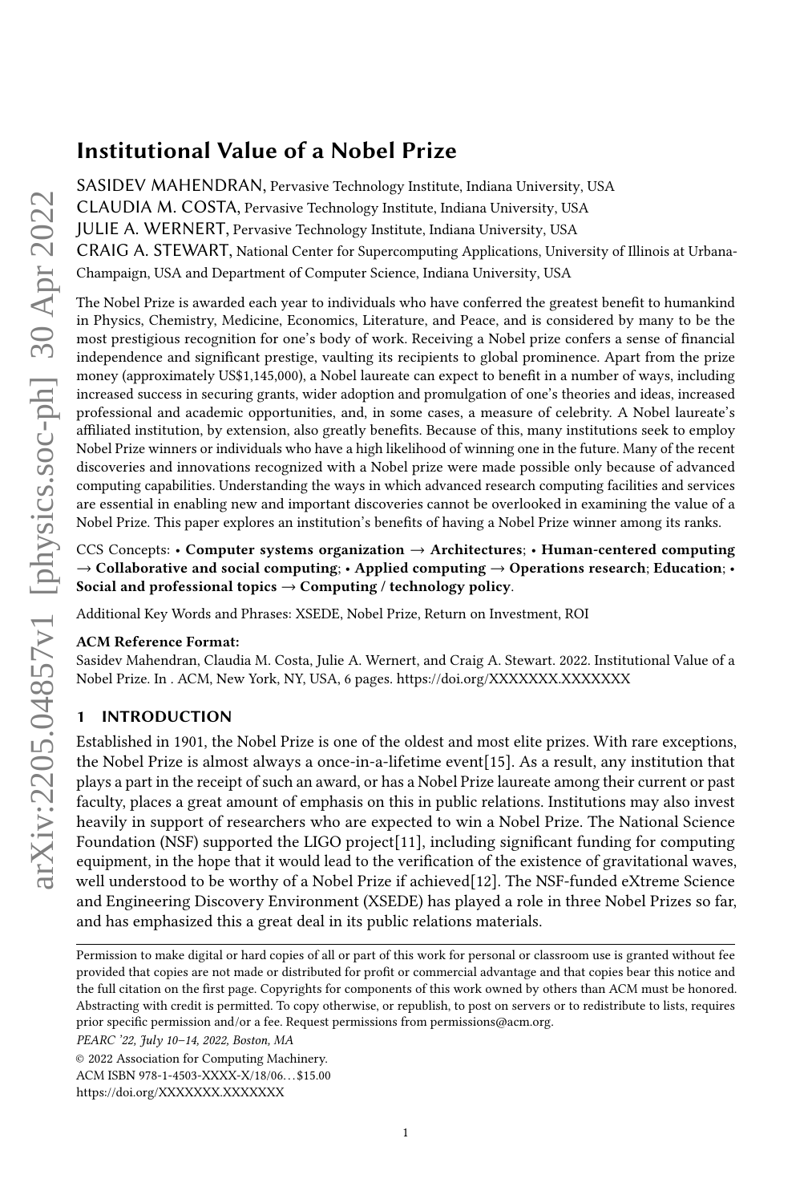# Institutional Value of a Nobel Prize

SASIDEV MAHENDRAN, Pervasive Technology Institute, Indiana University, USA
CLAUDIA M. COSTA, Pervasive Technology Institute, Indiana University, USA
JULIE A. WERNERT, Pervasive Technology Institute, Indiana University, USA
CRAIG A. STEWART, National Center for Supercomputing Applications, University of Illinois at Urbana-Champaign, USA and Department of Computer Science, Indiana University, USA

The Nobel Prize is awarded each year to individuals who have conferred the greatest benefit to humankind in Physics, Chemistry, Medicine, Economics, Literature, and Peace, and is considered by many to be the most prestigious recognition for one's body of work. Receiving a Nobel prize confers a sense of financial independence and significant prestige, vaulting its recipients to global prominence. Apart from the prize money (approximately US$1,145,000), a Nobel laureate can expect to benefit in a number of ways, including increased success in securing grants, wider adoption and promulgation of one's theories and ideas, increased professional and academic opportunities, and, in some cases, a measure of celebrity. A Nobel laureate's affiliated institution, by extension, also greatly benefits. Because of this, many institutions seek to employ Nobel Prize winners or individuals who have a high likelihood of winning one in the future. Many of the recent discoveries and innovations recognized with a Nobel prize were made possible only because of advanced computing capabilities. Understanding the ways in which advanced research computing facilities and services are essential in enabling new and important discoveries cannot be overlooked in examining the value of a Nobel Prize. This paper explores an institution's benefits of having a Nobel Prize winner among its ranks.

CCS Concepts: • **Computer systems organization → Architectures**; • **Human-centered computing → Collaborative and social computing**; • **Applied computing → Operations research**; **Education**; • **Social and professional topics → Computing / technology policy**.

Additional Key Words and Phrases: XSEDE, Nobel Prize, Return on Investment, ROI

**ACM Reference Format:**
Sasidev Mahendran, Claudia M. Costa, Julie A. Wernert, and Craig A. Stewart. 2022. Institutional Value of a Nobel Prize. In . ACM, New York, NY, USA, 6 pages. https://doi.org/XXXXXXX.XXXXXXX

## 1 INTRODUCTION

Established in 1901, the Nobel Prize is one of the oldest and most elite prizes. With rare exceptions, the Nobel Prize is almost always a once-in-a-lifetime event[15]. As a result, any institution that plays a part in the receipt of such an award, or has a Nobel Prize laureate among their current or past faculty, places a great amount of emphasis on this in public relations. Institutions may also invest heavily in support of researchers who are expected to win a Nobel Prize. The National Science Foundation (NSF) supported the LIGO project[11], including significant funding for computing equipment, in the hope that it would lead to the verification of the existence of gravitational waves, well understood to be worthy of a Nobel Prize if achieved[12]. The NSF-funded eXtreme Science and Engineering Discovery Environment (XSEDE) has played a role in three Nobel Prizes so far, and has emphasized this a great deal in its public relations materials.

---

Permission to make digital or hard copies of all or part of this work for personal or classroom use is granted without fee provided that copies are not made or distributed for profit or commercial advantage and that copies bear this notice and the full citation on the first page. Copyrights for components of this work owned by others than ACM must be honored. Abstracting with credit is permitted. To copy otherwise, or republish, to post on servers or to redistribute to lists, requires prior specific permission and/or a fee. Request permissions from permissions@acm.org.

*PEARC '22, July 10–14, 2022, Boston, MA*

© 2022 Association for Computing Machinery.
ACM ISBN 978-1-4503-XXXX-X/18/06...$15.00
https://doi.org/XXXXXXX.XXXXXXX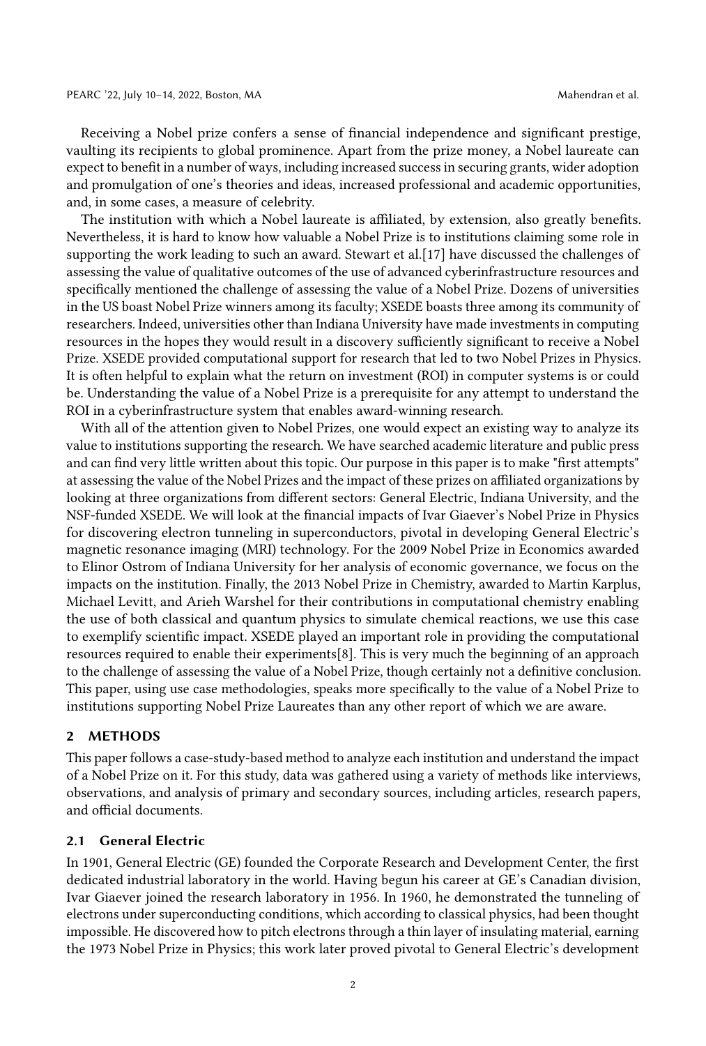Receiving a Nobel prize confers a sense of financial independence and significant prestige, vaulting its recipients to global prominence. Apart from the prize money, a Nobel laureate can expect to benefit in a number of ways, including increased success in securing grants, wider adoption and promulgation of one's theories and ideas, increased professional and academic opportunities, and, in some cases, a measure of celebrity.

The institution with which a Nobel laureate is affiliated, by extension, also greatly benefits. Nevertheless, it is hard to know how valuable a Nobel Prize is to institutions claiming some role in supporting the work leading to such an award. Stewart et al.[17] have discussed the challenges of assessing the value of qualitative outcomes of the use of advanced cyberinfrastructure resources and specifically mentioned the challenge of assessing the value of a Nobel Prize. Dozens of universities in the US boast Nobel Prize winners among its faculty; XSEDE boasts three among its community of researchers. Indeed, universities other than Indiana University have made investments in computing resources in the hopes they would result in a discovery sufficiently significant to receive a Nobel Prize. XSEDE provided computational support for research that led to two Nobel Prizes in Physics. It is often helpful to explain what the return on investment (ROI) in computer systems is or could be. Understanding the value of a Nobel Prize is a prerequisite for any attempt to understand the ROI in a cyberinfrastructure system that enables award-winning research.

With all of the attention given to Nobel Prizes, one would expect an existing way to analyze its value to institutions supporting the research. We have searched academic literature and public press and can find very little written about this topic. Our purpose in this paper is to make "first attempts" at assessing the value of the Nobel Prizes and the impact of these prizes on affiliated organizations by looking at three organizations from different sectors: General Electric, Indiana University, and the NSF-funded XSEDE. We will look at the financial impacts of Ivar Giaever's Nobel Prize in Physics for discovering electron tunneling in superconductors, pivotal in developing General Electric's magnetic resonance imaging (MRI) technology. For the 2009 Nobel Prize in Economics awarded to Elinor Ostrom of Indiana University for her analysis of economic governance, we focus on the impacts on the institution. Finally, the 2013 Nobel Prize in Chemistry, awarded to Martin Karplus, Michael Levitt, and Arieh Warshel for their contributions in computational chemistry enabling the use of both classical and quantum physics to simulate chemical reactions, we use this case to exemplify scientific impact. XSEDE played an important role in providing the computational resources required to enable their experiments[8]. This is very much the beginning of an approach to the challenge of assessing the value of a Nobel Prize, though certainly not a definitive conclusion. This paper, using use case methodologies, speaks more specifically to the value of a Nobel Prize to institutions supporting Nobel Prize Laureates than any other report of which we are aware.

## 2 METHODS

This paper follows a case-study-based method to analyze each institution and understand the impact of a Nobel Prize on it. For this study, data was gathered using a variety of methods like interviews, observations, and analysis of primary and secondary sources, including articles, research papers, and official documents.

### 2.1 General Electric

In 1901, General Electric (GE) founded the Corporate Research and Development Center, the first dedicated industrial laboratory in the world. Having begun his career at GE's Canadian division, Ivar Giaever joined the research laboratory in 1956. In 1960, he demonstrated the tunneling of electrons under superconducting conditions, which according to classical physics, had been thought impossible. He discovered how to pitch electrons through a thin layer of insulating material, earning the 1973 Nobel Prize in Physics; this work later proved pivotal to General Electric's development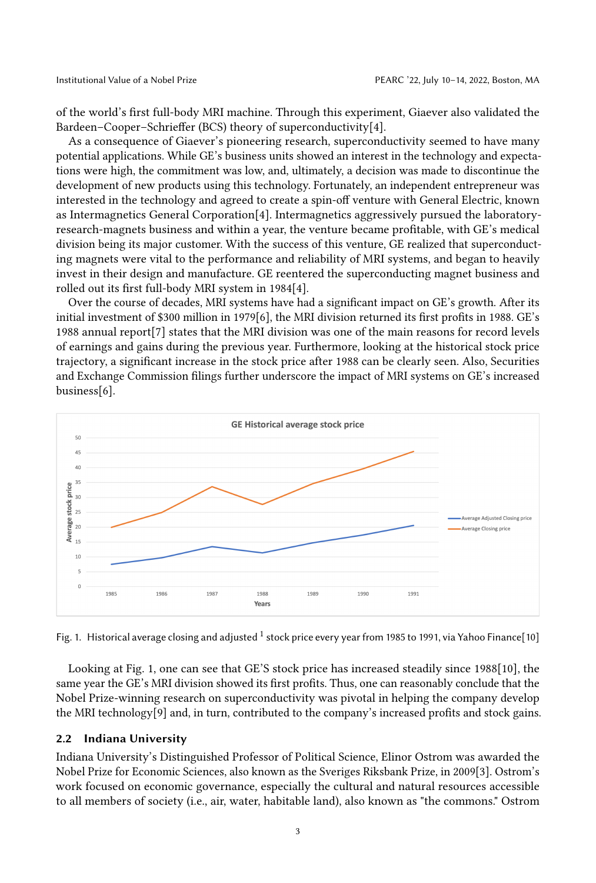of the world's first full-body MRI machine. Through this experiment, Giaever also validated the Bardeen–Cooper–Schrieffer (BCS) theory of superconductivity[4].

As a consequence of Giaever's pioneering research, superconductivity seemed to have many potential applications. While GE's business units showed an interest in the technology and expectations were high, the commitment was low, and, ultimately, a decision was made to discontinue the development of new products using this technology. Fortunately, an independent entrepreneur was interested in the technology and agreed to create a spin-off venture with General Electric, known as Intermagnetics General Corporation[4]. Intermagnetics aggressively pursued the laboratory-research-magnets business and within a year, the venture became profitable, with GE's medical division being its major customer. With the success of this venture, GE realized that superconducting magnets were vital to the performance and reliability of MRI systems, and began to heavily invest in their design and manufacture. GE reentered the superconducting magnet business and rolled out its first full-body MRI system in 1984[4].

Over the course of decades, MRI systems have had a significant impact on GE's growth. After its initial investment of $300 million in 1979[6], the MRI division returned its first profits in 1988. GE's 1988 annual report[7] states that the MRI division was one of the main reasons for record levels of earnings and gains during the previous year. Furthermore, looking at the historical stock price trajectory, a significant increase in the stock price after 1988 can be clearly seen. Also, Securities and Exchange Commission filings further underscore the impact of MRI systems on GE's increased business[6].

Fig. 1. Historical average closing and adjusted [1] stock price every year from 1985 to 1991, via Yahoo Finance[10]

Looking at Fig. 1, one can see that GE'S stock price has increased steadily since 1988[10], the same year the GE's MRI division showed its first profits. Thus, one can reasonably conclude that the Nobel Prize-winning research on superconductivity was pivotal in helping the company develop the MRI technology[9] and, in turn, contributed to the company's increased profits and stock gains.

### 2.2 Indiana University

Indiana University's Distinguished Professor of Political Science, Elinor Ostrom was awarded the Nobel Prize for Economic Sciences, also known as the Sveriges Riksbank Prize, in 2009[3]. Ostrom's work focused on economic governance, especially the cultural and natural resources accessible to all members of society (i.e., air, water, habitable land), also known as "the commons." Ostrom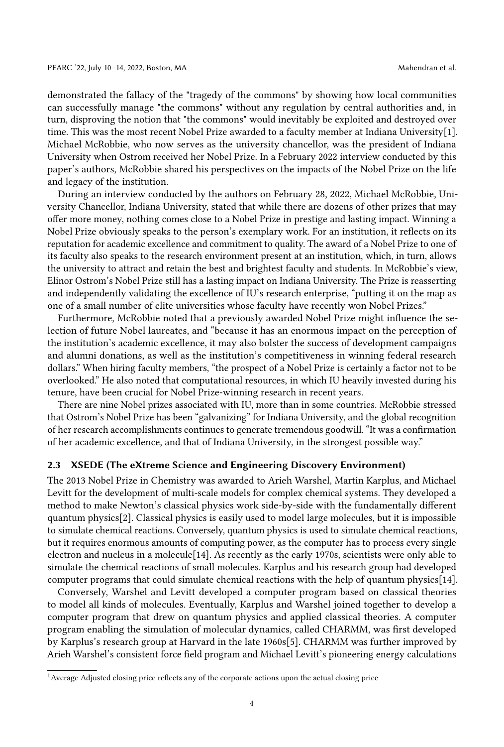demonstrated the fallacy of the "tragedy of the commons" by showing how local communities can successfully manage "the commons" without any regulation by central authorities and, in turn, disproving the notion that "the commons" would inevitably be exploited and destroyed over time. This was the most recent Nobel Prize awarded to a faculty member at Indiana University[1]. Michael McRobbie, who now serves as the university chancellor, was the president of Indiana University when Ostrom received her Nobel Prize. In a February 2022 interview conducted by this paper's authors, McRobbie shared his perspectives on the impacts of the Nobel Prize on the life and legacy of the institution.

During an interview conducted by the authors on February 28, 2022, Michael McRobbie, University Chancellor, Indiana University, stated that while there are dozens of other prizes that may offer more money, nothing comes close to a Nobel Prize in prestige and lasting impact. Winning a Nobel Prize obviously speaks to the person's exemplary work. For an institution, it reflects on its reputation for academic excellence and commitment to quality. The award of a Nobel Prize to one of its faculty also speaks to the research environment present at an institution, which, in turn, allows the university to attract and retain the best and brightest faculty and students. In McRobbie's view, Elinor Ostrom's Nobel Prize still has a lasting impact on Indiana University. The Prize is reasserting and independently validating the excellence of IU's research enterprise, "putting it on the map as one of a small number of elite universities whose faculty have recently won Nobel Prizes."

Furthermore, McRobbie noted that a previously awarded Nobel Prize might influence the selection of future Nobel laureates, and "because it has an enormous impact on the perception of the institution's academic excellence, it may also bolster the success of development campaigns and alumni donations, as well as the institution's competitiveness in winning federal research dollars." When hiring faculty members, "the prospect of a Nobel Prize is certainly a factor not to be overlooked." He also noted that computational resources, in which IU heavily invested during his tenure, have been crucial for Nobel Prize-winning research in recent years.

There are nine Nobel prizes associated with IU, more than in some countries. McRobbie stressed that Ostrom's Nobel Prize has been "galvanizing" for Indiana University, and the global recognition of her research accomplishments continues to generate tremendous goodwill. "It was a confirmation of her academic excellence, and that of Indiana University, in the strongest possible way."

### 2.3 XSEDE (The eXtreme Science and Engineering Discovery Environment)

The 2013 Nobel Prize in Chemistry was awarded to Arieh Warshel, Martin Karplus, and Michael Levitt for the development of multi-scale models for complex chemical systems. They developed a method to make Newton's classical physics work side-by-side with the fundamentally different quantum physics[2]. Classical physics is easily used to model large molecules, but it is impossible to simulate chemical reactions. Conversely, quantum physics is used to simulate chemical reactions, but it requires enormous amounts of computing power, as the computer has to process every single electron and nucleus in a molecule[14]. As recently as the early 1970s, scientists were only able to simulate the chemical reactions of small molecules. Karplus and his research group had developed computer programs that could simulate chemical reactions with the help of quantum physics[14].

Conversely, Warshel and Levitt developed a computer program based on classical theories to model all kinds of molecules. Eventually, Karplus and Warshel joined together to develop a computer program that drew on quantum physics and applied classical theories. A computer program enabling the simulation of molecular dynamics, called CHARMM, was first developed by Karplus's research group at Harvard in the late 1960s[5]. CHARMM was further improved by Arieh Warshel's consistent force field program and Michael Levitt's pioneering energy calculations

[1] Average Adjusted closing price reflects any of the corporate actions upon the actual closing price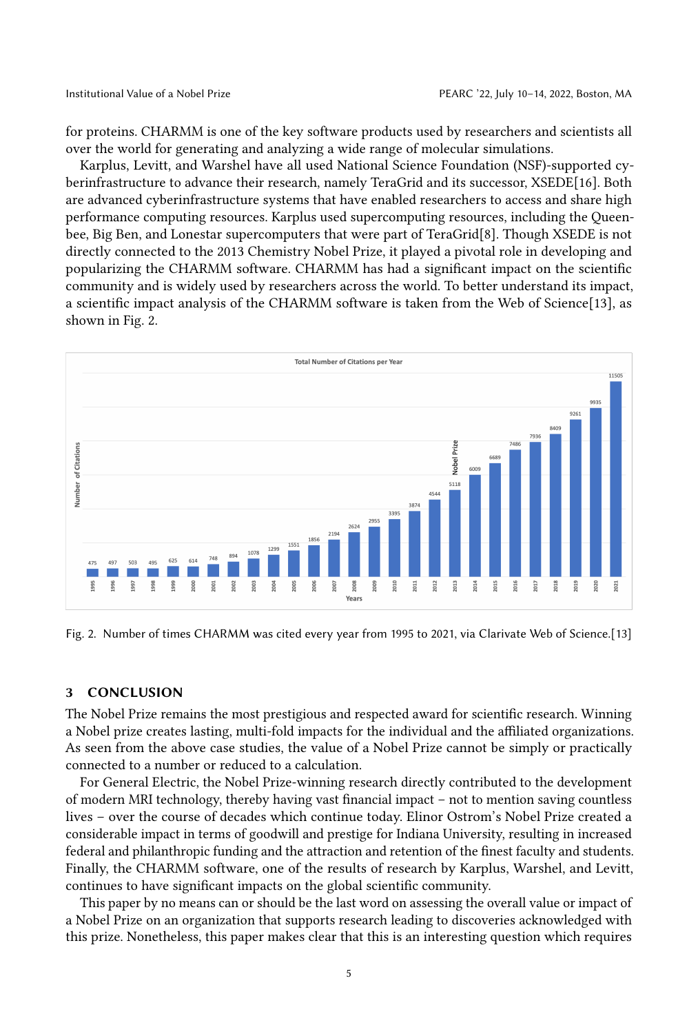for proteins. CHARMM is one of the key software products used by researchers and scientists all over the world for generating and analyzing a wide range of molecular simulations.

Karplus, Levitt, and Warshel have all used National Science Foundation (NSF)-supported cyberinfrastructure to advance their research, namely TeraGrid and its successor, XSEDE[16]. Both are advanced cyberinfrastructure systems that have enabled researchers to access and share high performance computing resources. Karplus used supercomputing resources, including the Queenbee, Big Ben, and Lonestar supercomputers that were part of TeraGrid[8]. Though XSEDE is not directly connected to the 2013 Chemistry Nobel Prize, it played a pivotal role in developing and popularizing the CHARMM software. CHARMM has had a significant impact on the scientific community and is widely used by researchers across the world. To better understand its impact, a scientific impact analysis of the CHARMM software is taken from the Web of Science[13], as shown in Fig. 2.

Fig. 2. Number of times CHARMM was cited every year from 1995 to 2021, via Clarivate Web of Science.[13]

## 3 CONCLUSION

The Nobel Prize remains the most prestigious and respected award for scientific research. Winning a Nobel prize creates lasting, multi-fold impacts for the individual and the affiliated organizations. As seen from the above case studies, the value of a Nobel Prize cannot be simply or practically connected to a number or reduced to a calculation.

For General Electric, the Nobel Prize-winning research directly contributed to the development of modern MRI technology, thereby having vast financial impact – not to mention saving countless lives – over the course of decades which continue today. Elinor Ostrom's Nobel Prize created a considerable impact in terms of goodwill and prestige for Indiana University, resulting in increased federal and philanthropic funding and the attraction and retention of the finest faculty and students. Finally, the CHARMM software, one of the results of research by Karplus, Warshel, and Levitt, continues to have significant impacts on the global scientific community.

This paper by no means can or should be the last word on assessing the overall value or impact of a Nobel Prize on an organization that supports research leading to discoveries acknowledged with this prize. Nonetheless, this paper makes clear that this is an interesting question which requires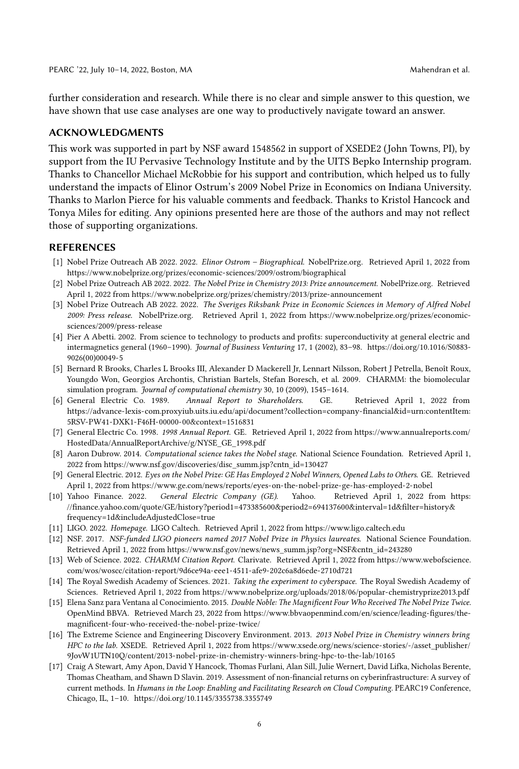further consideration and research. While there is no clear and simple answer to this question, we have shown that use case analyses are one way to productively navigate toward an answer.

## ACKNOWLEDGMENTS

This work was supported in part by NSF award 1548562 in support of XSEDE2 (John Towns, PI), by support from the IU Pervasive Technology Institute and by the UITS Bepko Internship program. Thanks to Chancellor Michael McRobbie for his support and contribution, which helped us to fully understand the impacts of Elinor Ostrum's 2009 Nobel Prize in Economics on Indiana University. Thanks to Marlon Pierce for his valuable comments and feedback. Thanks to Kristol Hancock and Tonya Miles for editing. Any opinions presented here are those of the authors and may not reflect those of supporting organizations.

## REFERENCES

[1] Nobel Prize Outreach AB 2022. 2022. *Elinor Ostrom – Biographical*. NobelPrize.org. Retrieved April 1, 2022 from https://www.nobelprize.org/prizes/economic-sciences/2009/ostrom/biographical

[2] Nobel Prize Outreach AB 2022. 2022. *The Nobel Prize in Chemistry 2013: Prize announcement*. NobelPrize.org. Retrieved April 1, 2022 from https://www.nobelprize.org/prizes/chemistry/2013/prize-announcement

[3] Nobel Prize Outreach AB 2022. 2022. *The Sveriges Riksbank Prize in Economic Sciences in Memory of Alfred Nobel 2009: Press release*. NobelPrize.org. Retrieved April 1, 2022 from https://www.nobelprize.org/prizes/economic-sciences/2009/press-release

[4] Pier A Abetti. 2002. From science to technology to products and profits: superconductivity at general electric and intermagnetics general (1960–1990). *Journal of Business Venturing* 17, 1 (2002), 83–98. https://doi.org/10.1016/S0883-9026(00)00049-5

[5] Bernard R Brooks, Charles L Brooks III, Alexander D Mackerell Jr, Lennart Nilsson, Robert J Petrella, Benoît Roux, Youngdo Won, Georgios Archontis, Christian Bartels, Stefan Boresch, et al. 2009. CHARMM: the biomolecular simulation program. *Journal of computational chemistry* 30, 10 (2009), 1545–1614.

[6] General Electric Co. 1989. *Annual Report to Shareholders*. GE. Retrieved April 1, 2022 from https://advance-lexis-com.proxyiub.uits.iu.edu/api/document?collection=company-financial&id=urn:contentItem:5RSV-PW41-DXK1-F46H-00000-00&context=1516831

[7] General Electric Co. 1998. *1998 Annual Report*. GE. Retrieved April 1, 2022 from https://www.annualreports.com/HostedData/AnnualReportArchive/g/NYSE_GE_1998.pdf

[8] Aaron Dubrow. 2014. *Computational science takes the Nobel stage*. National Science Foundation. Retrieved April 1, 2022 from https://www.nsf.gov/discoveries/disc_summ.jsp?cntn_id=130427

[9] General Electric. 2012. *Eyes on the Nobel Prize: GE Has Employed 2 Nobel Winners, Opened Labs to Others*. GE. Retrieved April 1, 2022 from https://www.ge.com/news/reports/eyes-on-the-nobel-prize-ge-has-employed-2-nobel

[10] Yahoo Finance. 2022. *General Electric Company (GE)*. Yahoo. Retrieved April 1, 2022 from https://finance.yahoo.com/quote/GE/history?period1=473385600&period2=694137600&interval=1d&filter=history&frequency=1d&includeAdjustedClose=true

[11] LIGO. 2022. *Homepage*. LIGO Caltech. Retrieved April 1, 2022 from https://www.ligo.caltech.edu

[12] NSF. 2017. *NSF-funded LIGO pioneers named 2017 Nobel Prize in Physics laureates*. National Science Foundation. Retrieved April 1, 2022 from https://www.nsf.gov/news/news_summ.jsp?org=NSF&cntn_id=243280

[13] Web of Science. 2022. *CHARMM Citation Report*. Clarivate. Retrieved April 1, 2022 from https://www.webofscience.com/wos/woscc/citation-report/9d6ce94a-eee1-4511-afe9-202c6a8d6ede-2710d721

[14] The Royal Swedish Academy of Sciences. 2021. *Taking the experiment to cyberspace*. The Royal Swedish Academy of Sciences. Retrieved April 1, 2022 from https://www.nobelprize.org/uploads/2018/06/popular-chemistryprize2013.pdf

[15] Elena Sanz para Ventana al Conocimiento. 2015. *Double Noble: The Magnificent Four Who Received The Nobel Prize Twice*. OpenMind BBVA. Retrieved March 23, 2022 from https://www.bbvaopenmind.com/en/science/leading-figures/the-magnificent-four-who-received-the-nobel-prize-twice/

[16] The Extreme Science and Engineering Discovery Environment. 2013. *2013 Nobel Prize in Chemistry winners bring HPC to the lab*. XSEDE. Retrieved April 1, 2022 from https://www.xsede.org/news/science-stories/-/asset_publisher/9JovW1UTN10Q/content/2013-nobel-prize-in-chemistry-winners-bring-hpc-to-the-lab/10165

[17] Craig A Stewart, Amy Apon, David Y Hancock, Thomas Furlani, Alan Sill, Julie Wernert, David Lifka, Nicholas Berente, Thomas Cheatham, and Shawn D Slavin. 2019. Assessment of non-financial returns on cyberinfrastructure: A survey of current methods. In *Humans in the Loop: Enabling and Facilitating Research on Cloud Computing*. PEARC19 Conference, Chicago, IL, 1–10. https://doi.org/10.1145/3355738.3355749